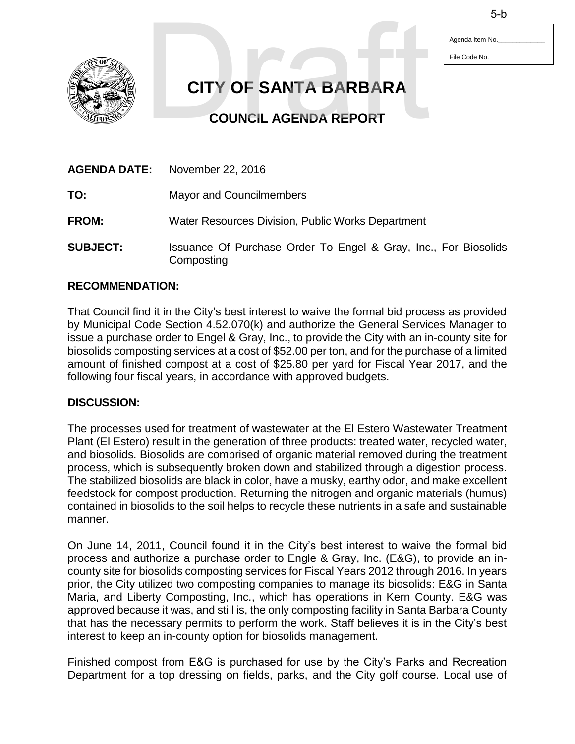5-b

Agenda Item No.______________

File Code No.

# CITY OF SANTA BARBARA

## COUNCIL AGENDA REPORT

**AGENDA DATE:** November 22, 2016

**TO:** Mayor and Councilmembers

**FROM:** Water Resources Division, Public Works Department

**SUBJECT:** Issuance Of Purchase Order To Engel & Gray, Inc., For Biosolids Composting

## RECOMMENDATION:

That Council find it in the City's best interest to waive the formal bid process as provided by Municipal Code Section 4.52.070(k) and authorize the General Services Manager to issue a purchase order to Engel & Gray, Inc., to provide the City with an in-county site for biosolids composting services at a cost of $52.00 per ton, and for the purchase of a limited amount of finished compost at a cost of $25.80 per yard for Fiscal Year 2017, and the following four fiscal years, in accordance with approved budgets.

## DISCUSSION:

The processes used for treatment of wastewater at the El Estero Wastewater Treatment Plant (El Estero) result in the generation of three products: treated water, recycled water, and biosolids. Biosolids are comprised of organic material removed during the treatment process, which is subsequently broken down and stabilized through a digestion process. The stabilized biosolids are black in color, have a musky, earthy odor, and make excellent feedstock for compost production. Returning the nitrogen and organic materials (humus) contained in biosolids to the soil helps to recycle these nutrients in a safe and sustainable manner.

On June 14, 2011, Council found it in the City's best interest to waive the formal bid process and authorize a purchase order to Engle & Gray, Inc. (E&G), to provide an in-county site for biosolids composting services for Fiscal Years 2012 through 2016. In years prior, the City utilized two composting companies to manage its biosolids: E&G in Santa Maria, and Liberty Composting, Inc., which has operations in Kern County. E&G was approved because it was, and still is, the only composting facility in Santa Barbara County that has the necessary permits to perform the work. Staff believes it is in the City's best interest to keep an in-county option for biosolids management.

Finished compost from E&G is purchased for use by the City's Parks and Recreation Department for a top dressing on fields, parks, and the City golf course. Local use of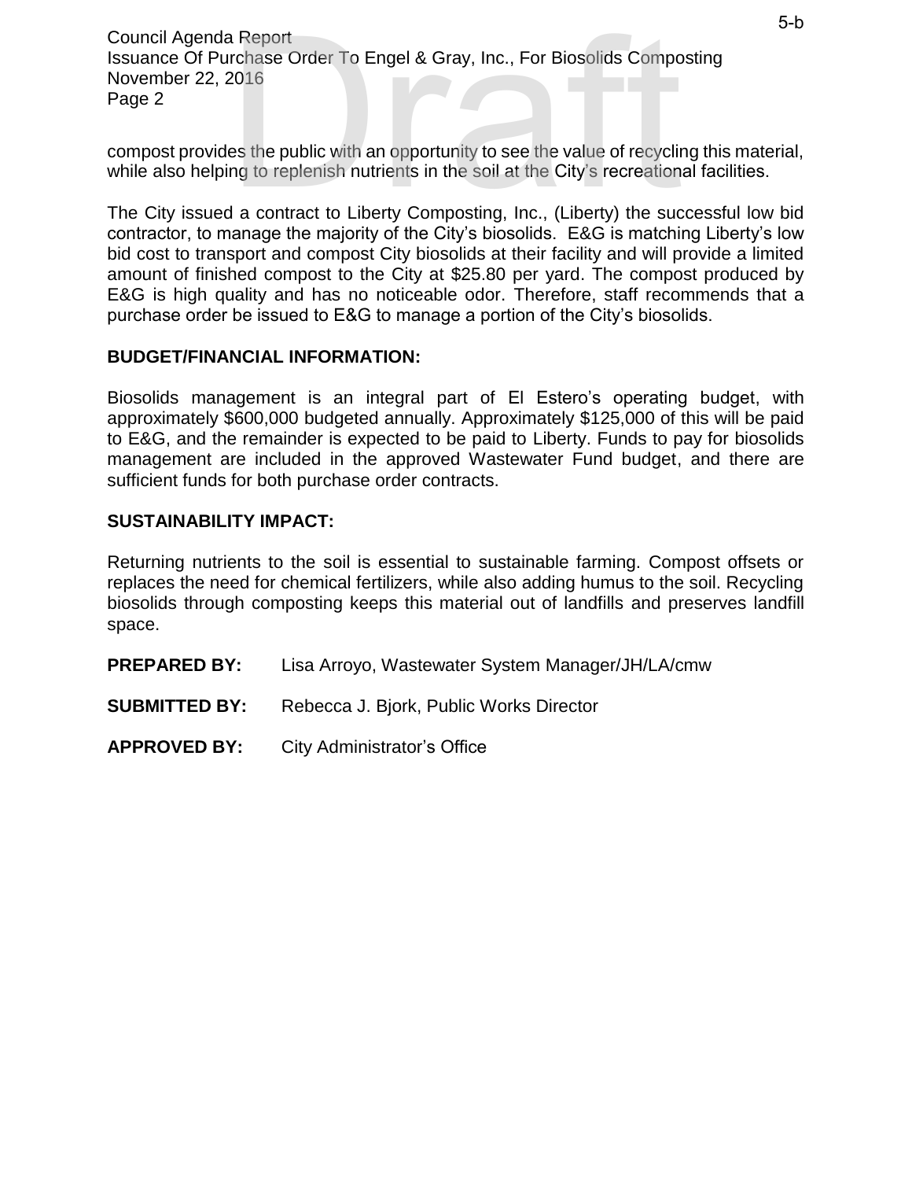compost provides the public with an opportunity to see the value of recycling this material, while also helping to replenish nutrients in the soil at the City's recreational facilities.

The City issued a contract to Liberty Composting, Inc., (Liberty) the successful low bid contractor, to manage the majority of the City's biosolids. E&G is matching Liberty's low bid cost to transport and compost City biosolids at their facility and will provide a limited amount of finished compost to the City at $25.80 per yard. The compost produced by E&G is high quality and has no noticeable odor. Therefore, staff recommends that a purchase order be issued to E&G to manage a portion of the City's biosolids.

**BUDGET/FINANCIAL INFORMATION:**

Biosolids management is an integral part of El Estero's operating budget, with approximately $600,000 budgeted annually. Approximately $125,000 of this will be paid to E&G, and the remainder is expected to be paid to Liberty. Funds to pay for biosolids management are included in the approved Wastewater Fund budget, and there are sufficient funds for both purchase order contracts.

**SUSTAINABILITY IMPACT:**

Returning nutrients to the soil is essential to sustainable farming. Compost offsets or replaces the need for chemical fertilizers, while also adding humus to the soil. Recycling biosolids through composting keeps this material out of landfills and preserves landfill space.

**PREPARED BY:** Lisa Arroyo, Wastewater System Manager/JH/LA/cmw

**SUBMITTED BY:** Rebecca J. Bjork, Public Works Director

**APPROVED BY:** City Administrator's Office